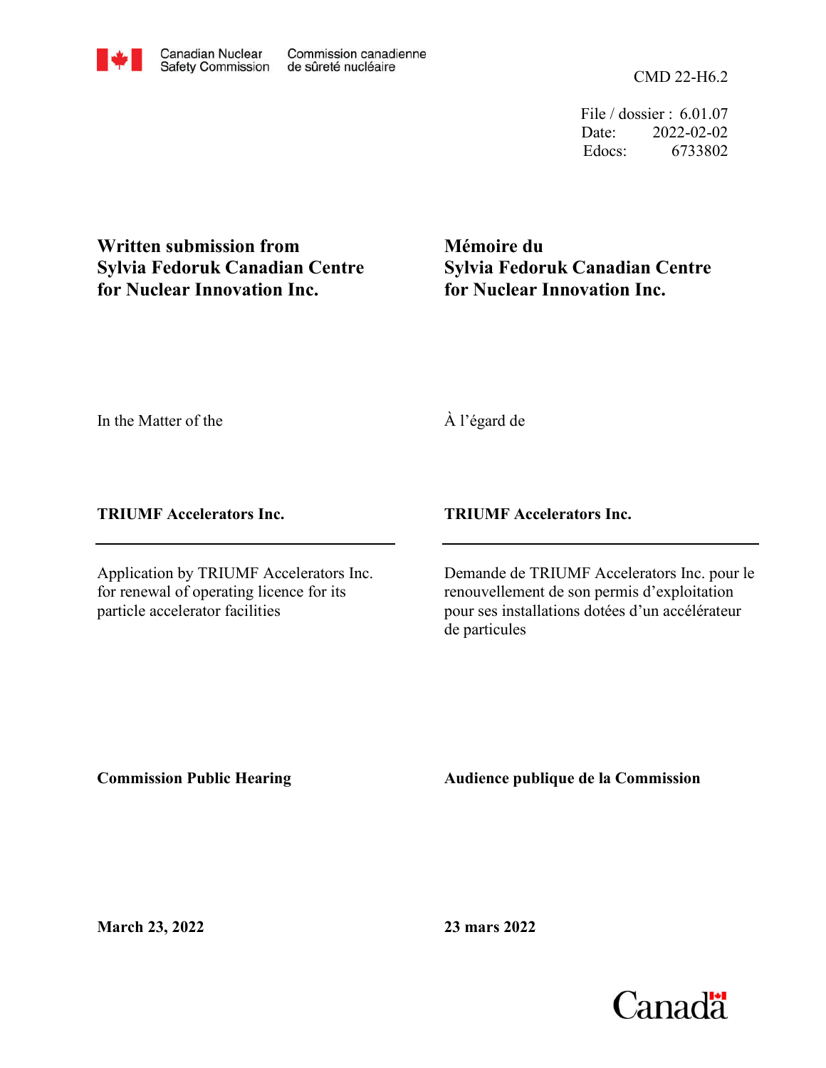Canadian Nuclear Safety Commission — Commission canadienne de sûreté nucléaire

CMD 22-H6.2

File / dossier : 6.01.07
Date: 2022-02-02
Edocs: 6733802

**Written submission from Sylvia Fedoruk Canadian Centre for Nuclear Innovation Inc.**

**Mémoire du Sylvia Fedoruk Canadian Centre for Nuclear Innovation Inc.**

In the Matter of the

À l'égard de

**TRIUMF Accelerators Inc.**

**TRIUMF Accelerators Inc.**

Application by TRIUMF Accelerators Inc. for renewal of operating licence for its particle accelerator facilities

Demande de TRIUMF Accelerators Inc. pour le renouvellement de son permis d'exploitation pour ses installations dotées d'un accélérateur de particules

**Commission Public Hearing**

**Audience publique de la Commission**

**March 23, 2022**

**23 mars 2022**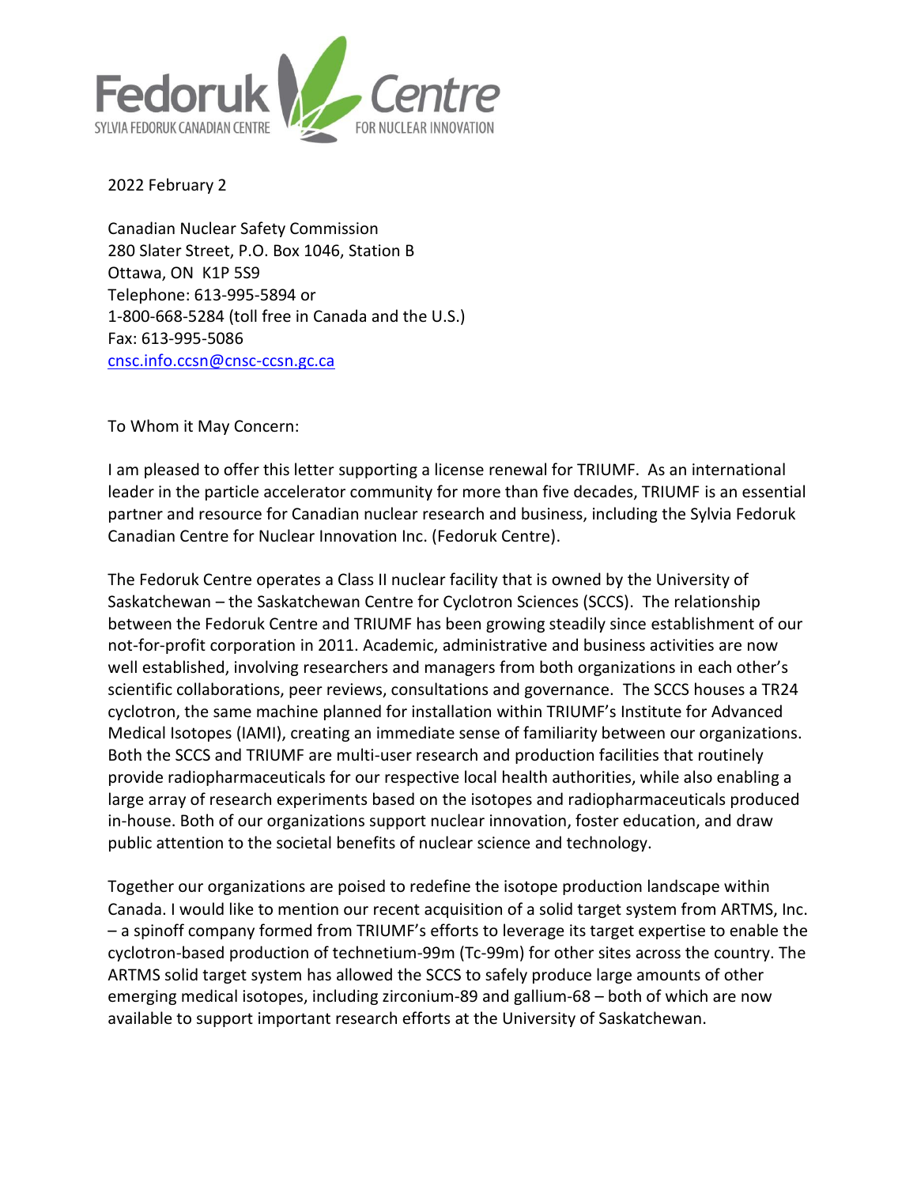2022 February 2

Canadian Nuclear Safety Commission
280 Slater Street, P.O. Box 1046, Station B
Ottawa, ON K1P 5S9
Telephone: 613-995-5894 or
1-800-668-5284 (toll free in Canada and the U.S.)
Fax: 613-995-5086
cnsc.info.ccsn@cnsc-ccsn.gc.ca

To Whom it May Concern:

I am pleased to offer this letter supporting a license renewal for TRIUMF. As an international leader in the particle accelerator community for more than five decades, TRIUMF is an essential partner and resource for Canadian nuclear research and business, including the Sylvia Fedoruk Canadian Centre for Nuclear Innovation Inc. (Fedoruk Centre).

The Fedoruk Centre operates a Class II nuclear facility that is owned by the University of Saskatchewan – the Saskatchewan Centre for Cyclotron Sciences (SCCS). The relationship between the Fedoruk Centre and TRIUMF has been growing steadily since establishment of our not-for-profit corporation in 2011. Academic, administrative and business activities are now well established, involving researchers and managers from both organizations in each other's scientific collaborations, peer reviews, consultations and governance. The SCCS houses a TR24 cyclotron, the same machine planned for installation within TRIUMF's Institute for Advanced Medical Isotopes (IAMI), creating an immediate sense of familiarity between our organizations. Both the SCCS and TRIUMF are multi-user research and production facilities that routinely provide radiopharmaceuticals for our respective local health authorities, while also enabling a large array of research experiments based on the isotopes and radiopharmaceuticals produced in-house. Both of our organizations support nuclear innovation, foster education, and draw public attention to the societal benefits of nuclear science and technology.

Together our organizations are poised to redefine the isotope production landscape within Canada. I would like to mention our recent acquisition of a solid target system from ARTMS, Inc. – a spinoff company formed from TRIUMF's efforts to leverage its target expertise to enable the cyclotron-based production of technetium-99m (Tc-99m) for other sites across the country. The ARTMS solid target system has allowed the SCCS to safely produce large amounts of other emerging medical isotopes, including zirconium-89 and gallium-68 – both of which are now available to support important research efforts at the University of Saskatchewan.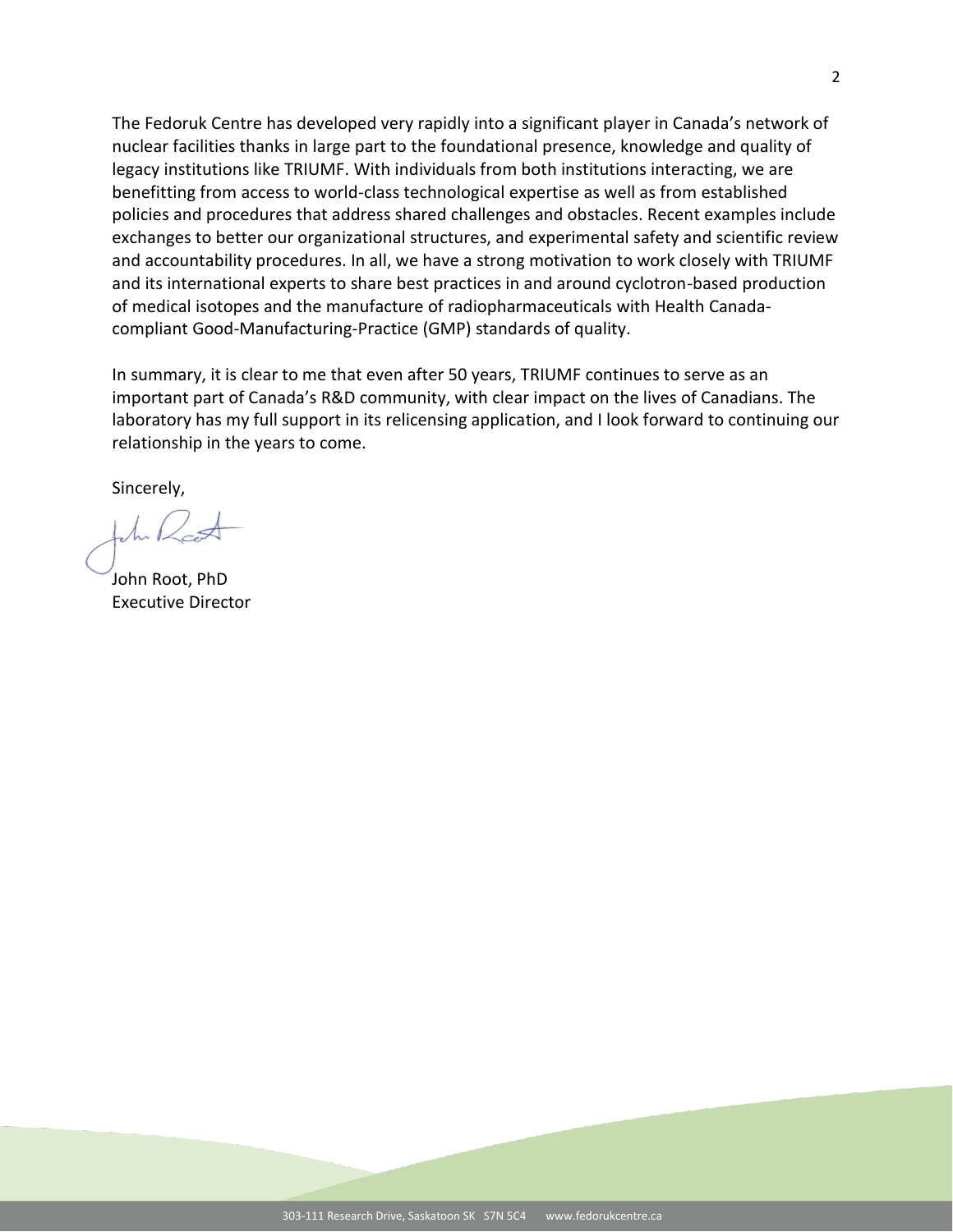The Fedoruk Centre has developed very rapidly into a significant player in Canada's network of nuclear facilities thanks in large part to the foundational presence, knowledge and quality of legacy institutions like TRIUMF. With individuals from both institutions interacting, we are benefitting from access to world-class technological expertise as well as from established policies and procedures that address shared challenges and obstacles. Recent examples include exchanges to better our organizational structures, and experimental safety and scientific review and accountability procedures. In all, we have a strong motivation to work closely with TRIUMF and its international experts to share best practices in and around cyclotron-based production of medical isotopes and the manufacture of radiopharmaceuticals with Health Canada-compliant Good-Manufacturing-Practice (GMP) standards of quality.

In summary, it is clear to me that even after 50 years, TRIUMF continues to serve as an important part of Canada's R&D community, with clear impact on the lives of Canadians. The laboratory has my full support in its relicensing application, and I look forward to continuing our relationship in the years to come.

Sincerely,

John Root, PhD
Executive Director

303-111 Research Drive, Saskatoon SK S7N 5C4 www.fedorukcentre.ca